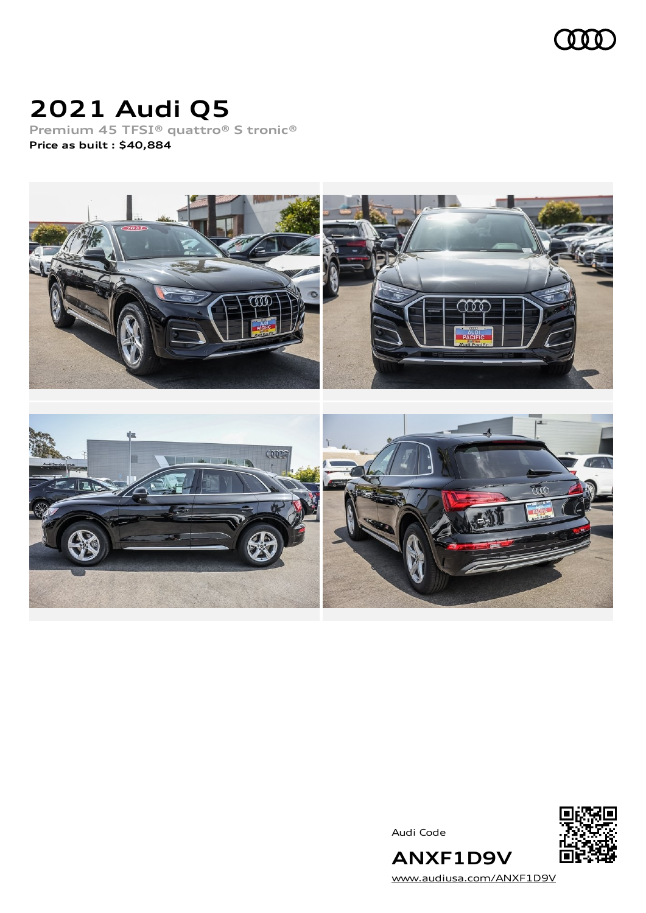# 2021 Audi Q5

Premium 45 TFSI® quattro® S tronic®

**Price as built : $40,884**

Audi Code

**ANXF1D9V**

www.audiusa.com/ANXF1D9V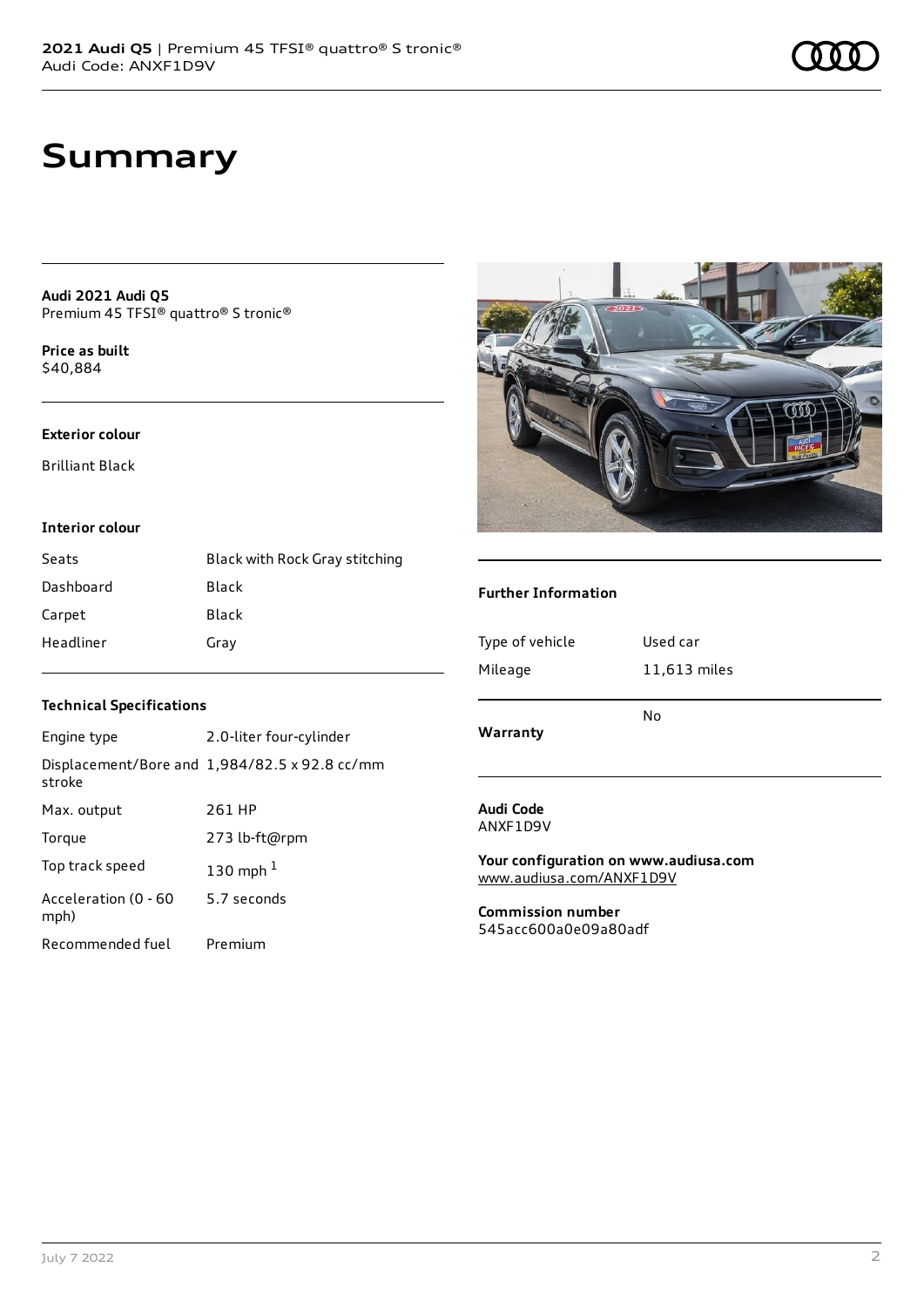# Summary

**Audi 2021 Audi Q5**
Premium 45 TFSI® quattro® S tronic®

**Price as built**
$40,884

### Exterior colour

Brilliant Black

### Interior colour

| | |
|---|---|
| Seats | Black with Rock Gray stitching |
| Dashboard | Black |
| Carpet | Black |
| Headliner | Gray |

### Technical Specifications

| | |
|---|---|
| Engine type | 2.0-liter four-cylinder |
| Displacement/Bore and stroke | 1,984/82.5 x 92.8 cc/mm |
| Max. output | 261 HP |
| Torque | 273 lb-ft@rpm |
| Top track speed | 130 mph [1] |
| Acceleration (0 - 60 mph) | 5.7 seconds |
| Recommended fuel | Premium |

### Further Information

| | |
|---|---|
| Type of vehicle | Used car |
| Mileage | 11,613 miles |
| **Warranty** | No |

**Audi Code**
ANXF1D9V

**Your configuration on www.audiusa.com**
www.audiusa.com/ANXF1D9V

**Commission number**
545acc600a0e09a80adf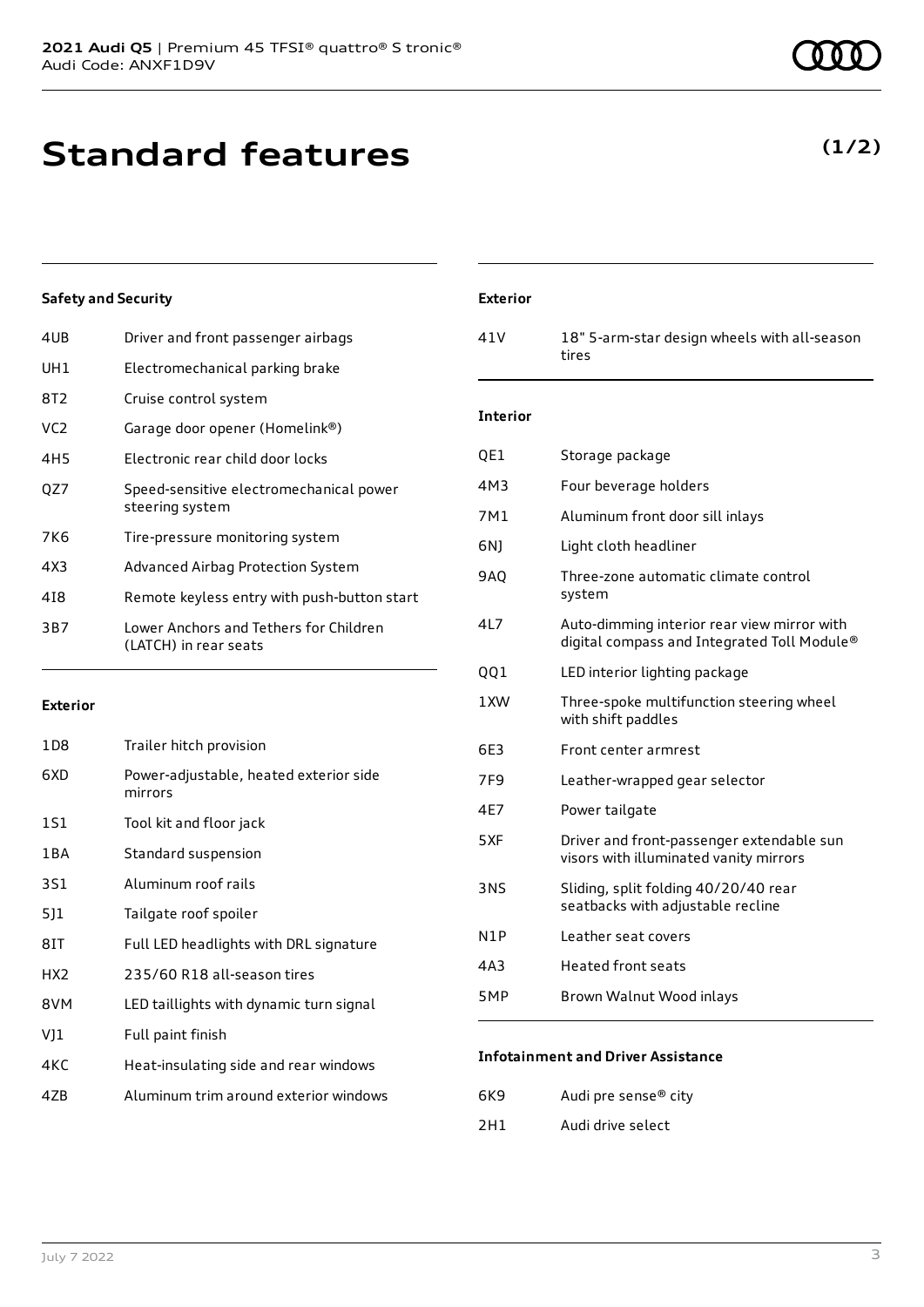# Standard features

**(1/2)**

### Safety and Security

| | |
|---|---|
| 4UB | Driver and front passenger airbags |
| UH1 | Electromechanical parking brake |
| 8T2 | Cruise control system |
| VC2 | Garage door opener (Homelink®) |
| 4H5 | Electronic rear child door locks |
| QZ7 | Speed-sensitive electromechanical power steering system |
| 7K6 | Tire-pressure monitoring system |
| 4X3 | Advanced Airbag Protection System |
| 4I8 | Remote keyless entry with push-button start |
| 3B7 | Lower Anchors and Tethers for Children (LATCH) in rear seats |

### Exterior

| | |
|---|---|
| 1D8 | Trailer hitch provision |
| 6XD | Power-adjustable, heated exterior side mirrors |
| 1S1 | Tool kit and floor jack |
| 1BA | Standard suspension |
| 3S1 | Aluminum roof rails |
| 5J1 | Tailgate roof spoiler |
| 8IT | Full LED headlights with DRL signature |
| HX2 | 235/60 R18 all-season tires |
| 8VM | LED taillights with dynamic turn signal |
| VJ1 | Full paint finish |
| 4KC | Heat-insulating side and rear windows |
| 4ZB | Aluminum trim around exterior windows |

### Exterior

| | |
|---|---|
| 41V | 18" 5-arm-star design wheels with all-season tires |

### Interior

| | |
|---|---|
| QE1 | Storage package |
| 4M3 | Four beverage holders |
| 7M1 | Aluminum front door sill inlays |
| 6NJ | Light cloth headliner |
| 9AQ | Three-zone automatic climate control system |
| 4L7 | Auto-dimming interior rear view mirror with digital compass and Integrated Toll Module® |
| QQ1 | LED interior lighting package |
| 1XW | Three-spoke multifunction steering wheel with shift paddles |
| 6E3 | Front center armrest |
| 7F9 | Leather-wrapped gear selector |
| 4E7 | Power tailgate |
| 5XF | Driver and front-passenger extendable sun visors with illuminated vanity mirrors |
| 3NS | Sliding, split folding 40/20/40 rear seatbacks with adjustable recline |
| N1P | Leather seat covers |
| 4A3 | Heated front seats |
| 5MP | Brown Walnut Wood inlays |

### Infotainment and Driver Assistance

| | |
|---|---|
| 6K9 | Audi pre sense® city |
| 2H1 | Audi drive select |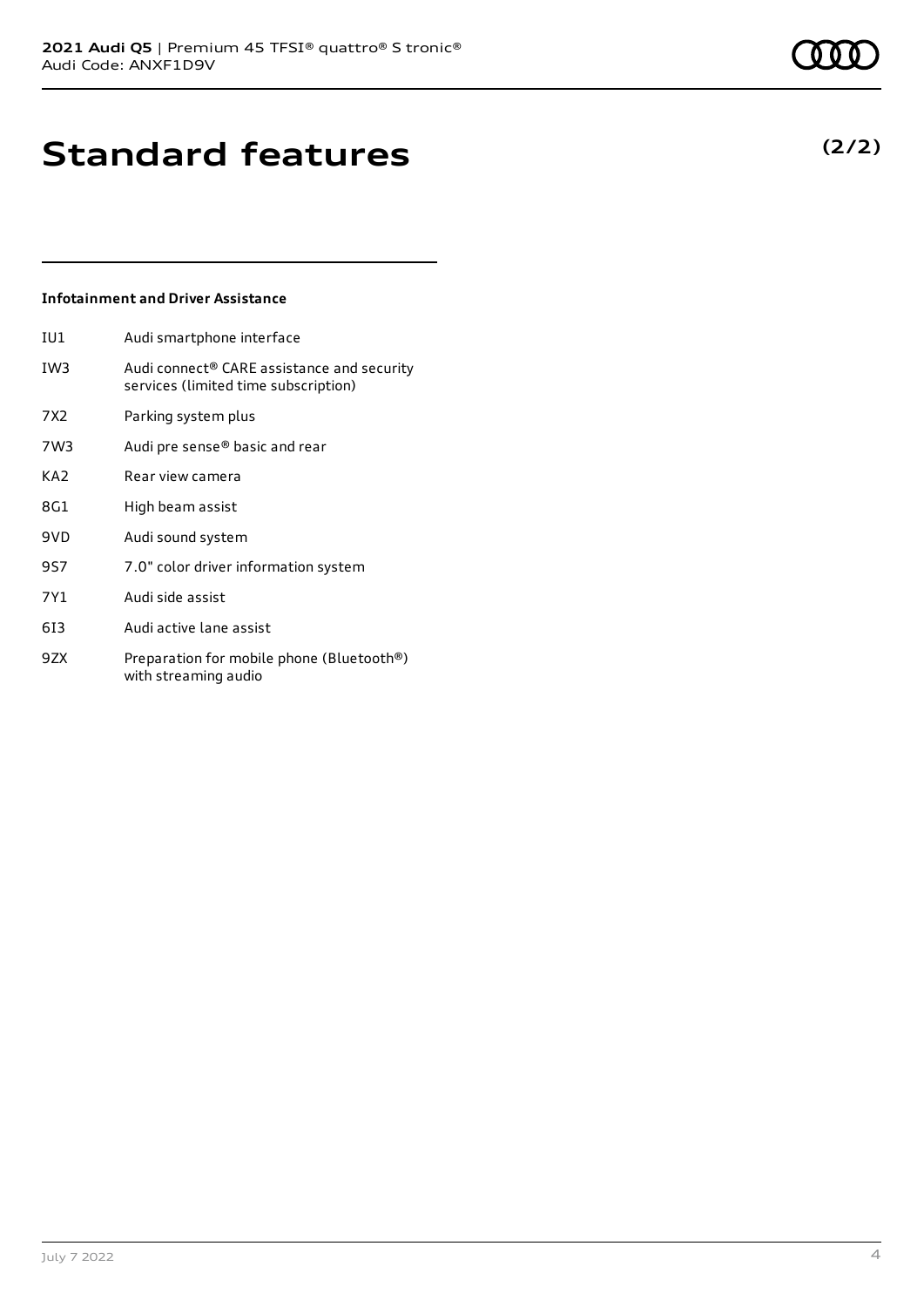# Standard features

**(2/2)**

### Infotainment and Driver Assistance

| | |
|---|---|
| IU1 | Audi smartphone interface |
| IW3 | Audi connect® CARE assistance and security services (limited time subscription) |
| 7X2 | Parking system plus |
| 7W3 | Audi pre sense® basic and rear |
| KA2 | Rear view camera |
| 8G1 | High beam assist |
| 9VD | Audi sound system |
| 9S7 | 7.0" color driver information system |
| 7Y1 | Audi side assist |
| 6I3 | Audi active lane assist |
| 9ZX | Preparation for mobile phone (Bluetooth®) with streaming audio |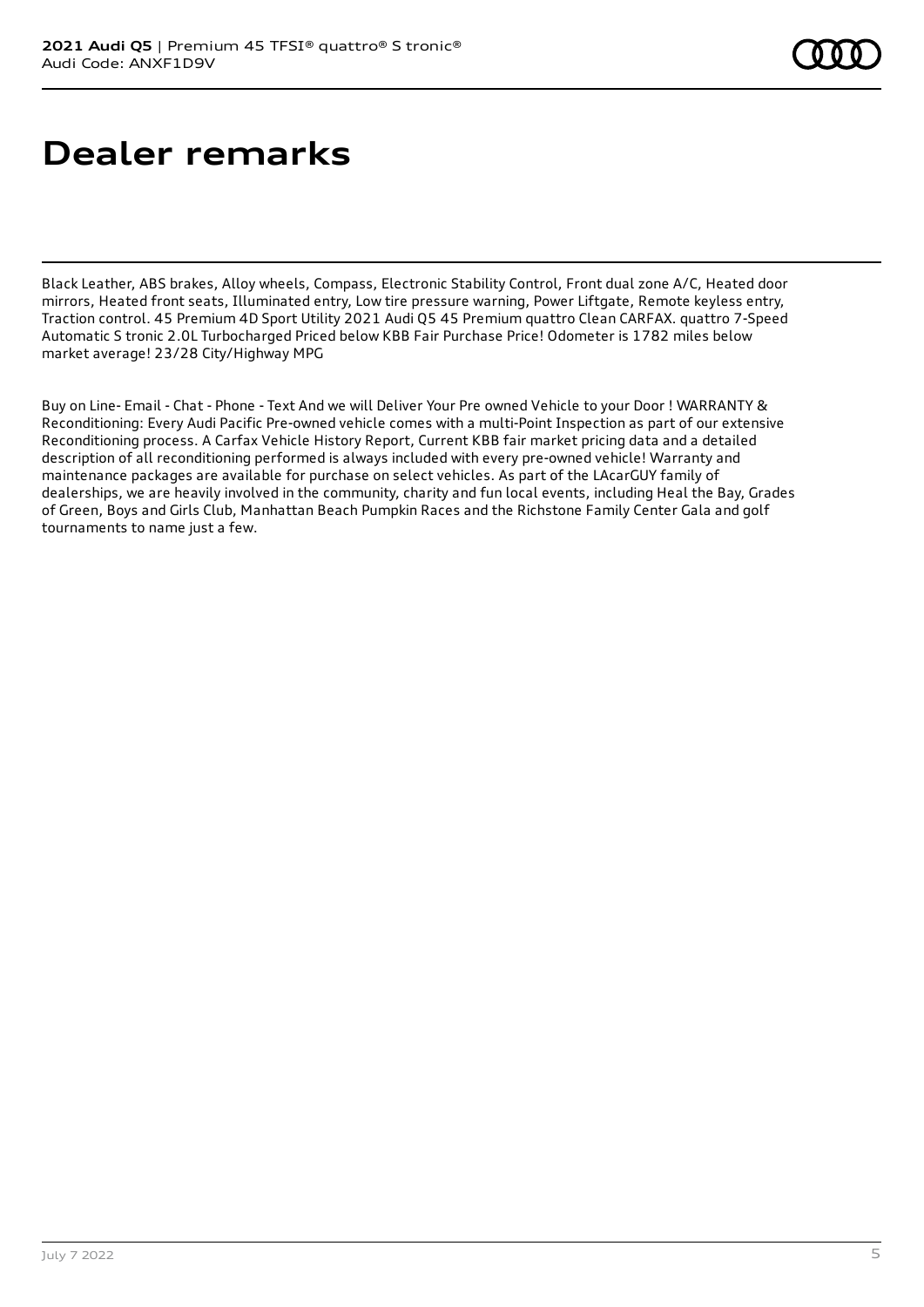# Dealer remarks

Black Leather, ABS brakes, Alloy wheels, Compass, Electronic Stability Control, Front dual zone A/C, Heated door mirrors, Heated front seats, Illuminated entry, Low tire pressure warning, Power Liftgate, Remote keyless entry, Traction control. 45 Premium 4D Sport Utility 2021 Audi Q5 45 Premium quattro Clean CARFAX. quattro 7-Speed Automatic S tronic 2.0L Turbocharged Priced below KBB Fair Purchase Price! Odometer is 1782 miles below market average! 23/28 City/Highway MPG

Buy on Line- Email - Chat - Phone - Text And we will Deliver Your Pre owned Vehicle to your Door ! WARRANTY & Reconditioning: Every Audi Pacific Pre-owned vehicle comes with a multi-Point Inspection as part of our extensive Reconditioning process. A Carfax Vehicle History Report, Current KBB fair market pricing data and a detailed description of all reconditioning performed is always included with every pre-owned vehicle! Warranty and maintenance packages are available for purchase on select vehicles. As part of the LAcarGUY family of dealerships, we are heavily involved in the community, charity and fun local events, including Heal the Bay, Grades of Green, Boys and Girls Club, Manhattan Beach Pumpkin Races and the Richstone Family Center Gala and golf tournaments to name just a few.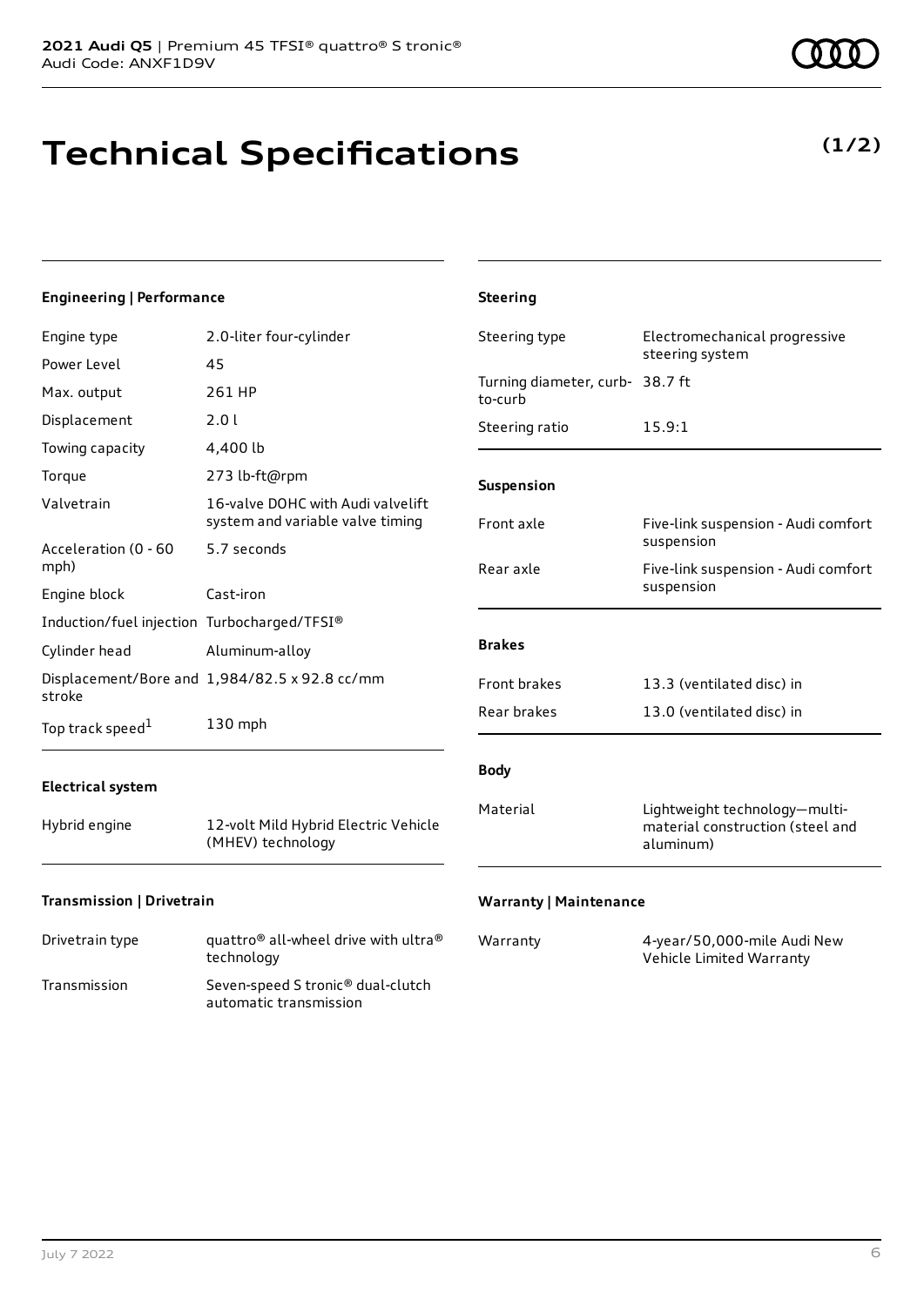# Technical Specifications

**(1/2)**

### Engineering | Performance

| | |
|---|---|
| Engine type | 2.0-liter four-cylinder |
| Power Level | 45 |
| Max. output | 261 HP |
| Displacement | 2.0 l |
| Towing capacity | 4,400 lb |
| Torque | 273 lb-ft@rpm |
| Valvetrain | 16-valve DOHC with Audi valvelift system and variable valve timing |
| Acceleration (0 - 60 mph) | 5.7 seconds |
| Engine block | Cast-iron |
| Induction/fuel injection | Turbocharged/TFSI® |
| Cylinder head | Aluminum-alloy |
| Displacement/Bore and stroke | 1,984/82.5 x 92.8 cc/mm |
| Top track speed[1] | 130 mph |

### Electrical system

| | |
|---|---|
| Hybrid engine | 12-volt Mild Hybrid Electric Vehicle (MHEV) technology |

### Transmission | Drivetrain

| | |
|---|---|
| Drivetrain type | quattro® all-wheel drive with ultra® technology |
| Transmission | Seven-speed S tronic® dual-clutch automatic transmission |

### Steering

| | |
|---|---|
| Steering type | Electromechanical progressive steering system |
| Turning diameter, curb-to-curb | 38.7 ft |
| Steering ratio | 15.9:1 |

### Suspension

| | |
|---|---|
| Front axle | Five-link suspension - Audi comfort suspension |
| Rear axle | Five-link suspension - Audi comfort suspension |

### Brakes

| | |
|---|---|
| Front brakes | 13.3 (ventilated disc) in |
| Rear brakes | 13.0 (ventilated disc) in |

### Body

| | |
|---|---|
| Material | Lightweight technology—multi-material construction (steel and aluminum) |

### Warranty | Maintenance

| | |
|---|---|
| Warranty | 4-year/50,000-mile Audi New Vehicle Limited Warranty |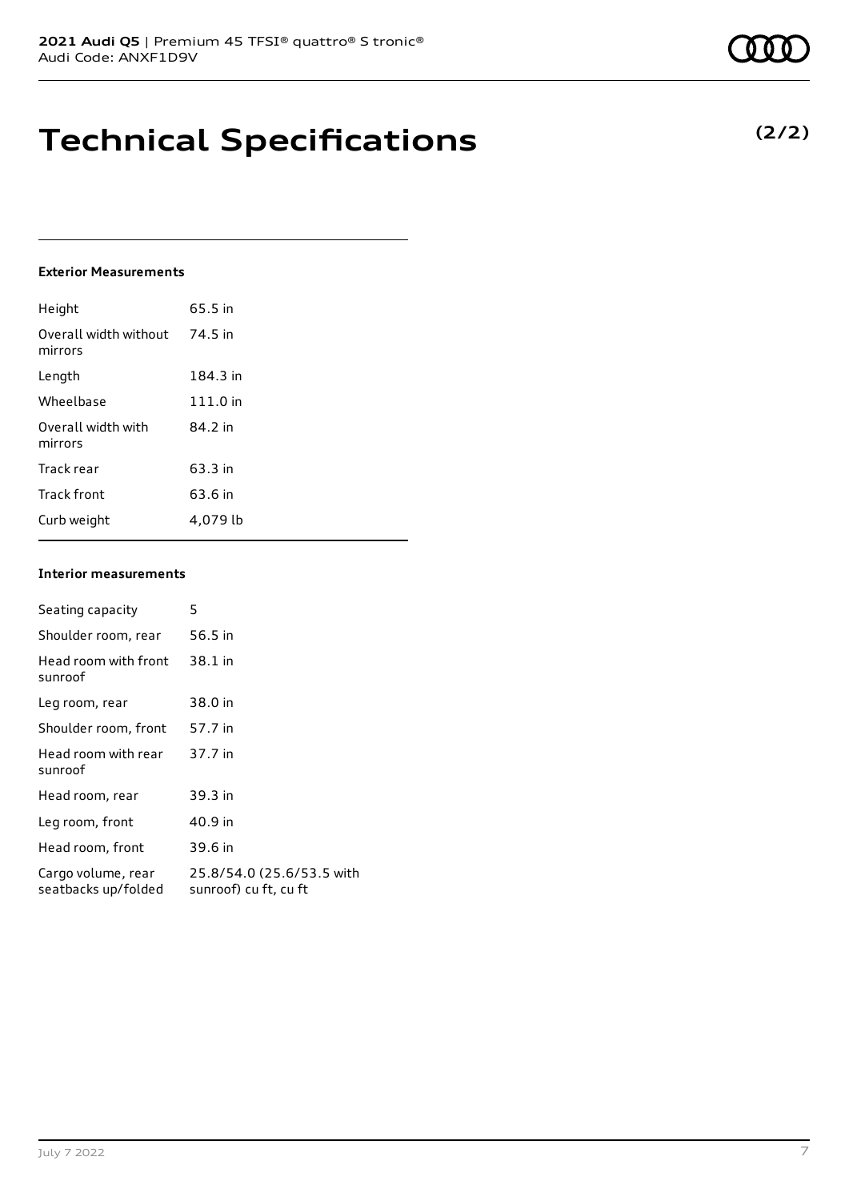# Technical Specifications

**(2/2)**

### Exterior Measurements

| | |
|---|---|
| Height | 65.5 in |
| Overall width without mirrors | 74.5 in |
| Length | 184.3 in |
| Wheelbase | 111.0 in |
| Overall width with mirrors | 84.2 in |
| Track rear | 63.3 in |
| Track front | 63.6 in |
| Curb weight | 4,079 lb |

### Interior measurements

| | |
|---|---|
| Seating capacity | 5 |
| Shoulder room, rear | 56.5 in |
| Head room with front sunroof | 38.1 in |
| Leg room, rear | 38.0 in |
| Shoulder room, front | 57.7 in |
| Head room with rear sunroof | 37.7 in |
| Head room, rear | 39.3 in |
| Leg room, front | 40.9 in |
| Head room, front | 39.6 in |
| Cargo volume, rear seatbacks up/folded | 25.8/54.0 (25.6/53.5 with sunroof) cu ft, cu ft |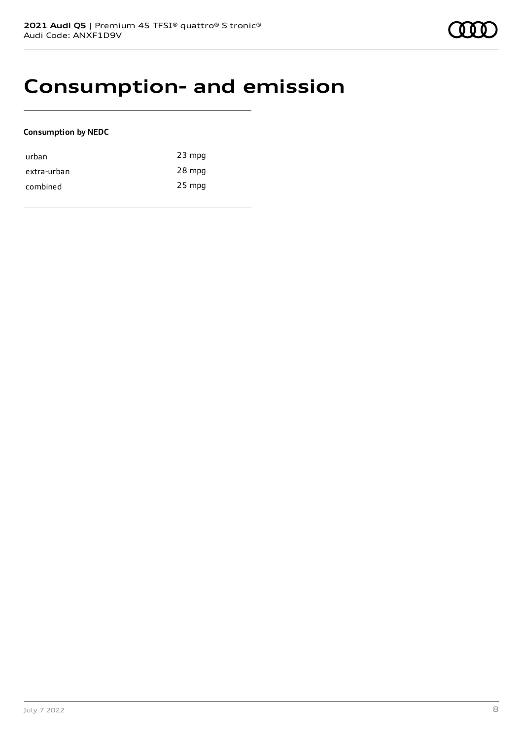# Consumption- and emission

**Consumption by NEDC**

| | |
|---|---|
| urban | 23 mpg |
| extra-urban | 28 mpg |
| combined | 25 mpg |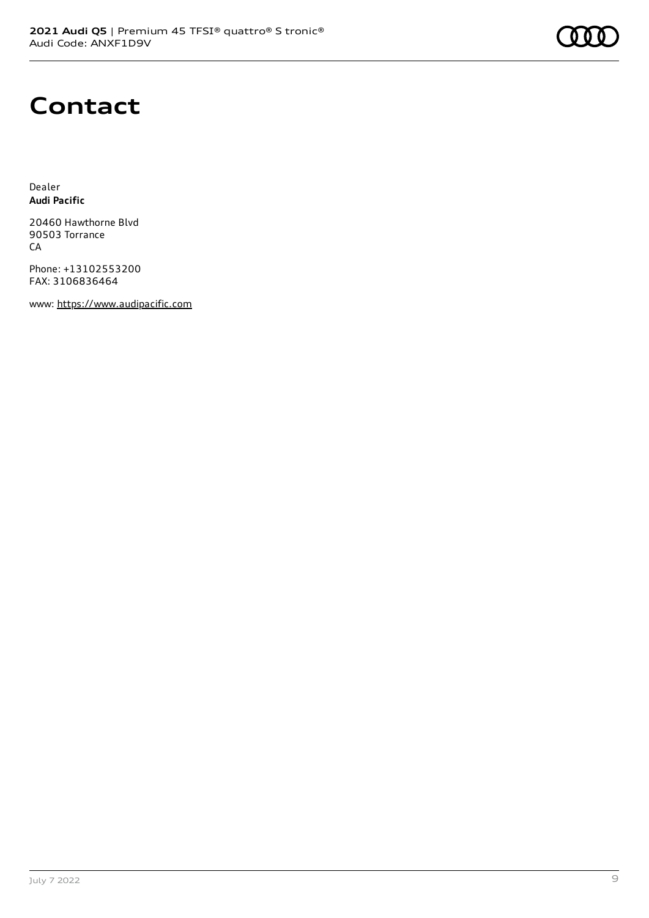# Contact

Dealer
**Audi Pacific**

20460 Hawthorne Blvd
90503 Torrance
CA

Phone: +13102553200
FAX: 3106836464

www: https://www.audipacific.com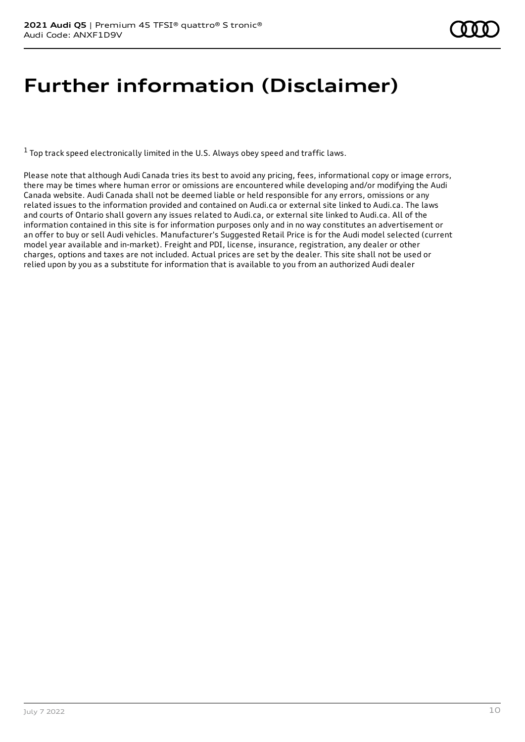# Further information (Disclaimer)

[1] Top track speed electronically limited in the U.S. Always obey speed and traffic laws.

Please note that although Audi Canada tries its best to avoid any pricing, fees, informational copy or image errors, there may be times where human error or omissions are encountered while developing and/or modifying the Audi Canada website. Audi Canada shall not be deemed liable or held responsible for any errors, omissions or any related issues to the information provided and contained on Audi.ca or external site linked to Audi.ca. The laws and courts of Ontario shall govern any issues related to Audi.ca, or external site linked to Audi.ca. All of the information contained in this site is for information purposes only and in no way constitutes an advertisement or an offer to buy or sell Audi vehicles. Manufacturer's Suggested Retail Price is for the Audi model selected (current model year available and in-market). Freight and PDI, license, insurance, registration, any dealer or other charges, options and taxes are not included. Actual prices are set by the dealer. This site shall not be used or relied upon by you as a substitute for information that is available to you from an authorized Audi dealer